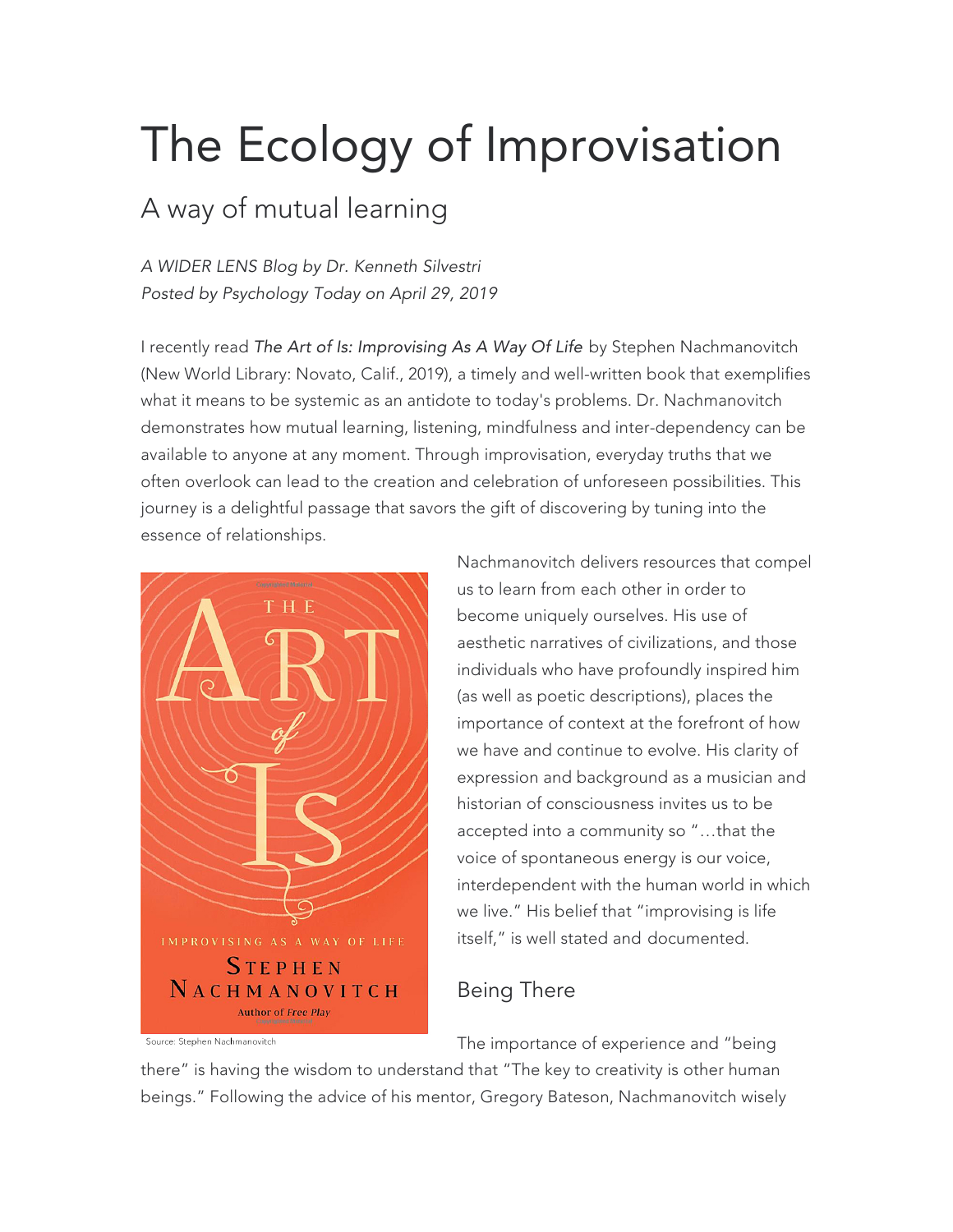# The Ecology of Improvisation

## A way of mutual learning

*A WIDER LENS Blog by Dr. Kenneth Silvestri*
*Posted by Psychology Today on April 29, 2019*

I recently read *The Art of Is: Improvising As A Way Of Life* by Stephen Nachmanovitch (New World Library: Novato, Calif., 2019), a timely and well-written book that exemplifies what it means to be systemic as an antidote to today's problems. Dr. Nachmanovitch demonstrates how mutual learning, listening, mindfulness and inter-dependency can be available to anyone at any moment. Through improvisation, everyday truths that we often overlook can lead to the creation and celebration of unforeseen possibilities. This journey is a delightful passage that savors the gift of discovering by tuning into the essence of relationships.

Source: Stephen Nachmanovitch

Nachmanovitch delivers resources that compel us to learn from each other in order to become uniquely ourselves. His use of aesthetic narratives of civilizations, and those individuals who have profoundly inspired him (as well as poetic descriptions), places the importance of context at the forefront of how we have and continue to evolve. His clarity of expression and background as a musician and historian of consciousness invites us to be accepted into a community so "…that the voice of spontaneous energy is our voice, interdependent with the human world in which we live." His belief that "improvising is life itself," is well stated and documented.

### Being There

The importance of experience and "being there" is having the wisdom to understand that "The key to creativity is other human beings." Following the advice of his mentor, Gregory Bateson, Nachmanovitch wisely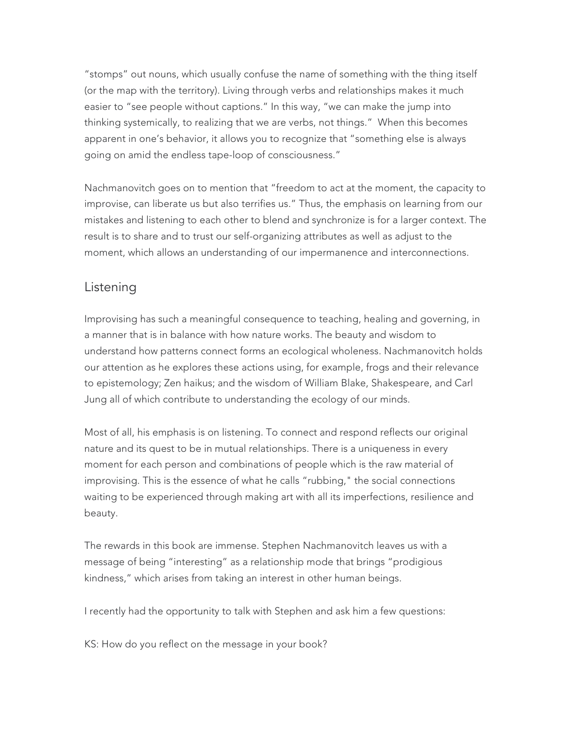"stomps" out nouns, which usually confuse the name of something with the thing itself (or the map with the territory). Living through verbs and relationships makes it much easier to "see people without captions." In this way, "we can make the jump into thinking systemically, to realizing that we are verbs, not things." When this becomes apparent in one's behavior, it allows you to recognize that "something else is always going on amid the endless tape-loop of consciousness."

Nachmanovitch goes on to mention that "freedom to act at the moment, the capacity to improvise, can liberate us but also terrifies us." Thus, the emphasis on learning from our mistakes and listening to each other to blend and synchronize is for a larger context. The result is to share and to trust our self-organizing attributes as well as adjust to the moment, which allows an understanding of our impermanence and interconnections.

## Listening

Improvising has such a meaningful consequence to teaching, healing and governing, in a manner that is in balance with how nature works. The beauty and wisdom to understand how patterns connect forms an ecological wholeness. Nachmanovitch holds our attention as he explores these actions using, for example, frogs and their relevance to epistemology; Zen haikus; and the wisdom of William Blake, Shakespeare, and Carl Jung all of which contribute to understanding the ecology of our minds.

Most of all, his emphasis is on listening. To connect and respond reflects our original nature and its quest to be in mutual relationships. There is a uniqueness in every moment for each person and combinations of people which is the raw material of improvising. This is the essence of what he calls "rubbing," the social connections waiting to be experienced through making art with all its imperfections, resilience and beauty.

The rewards in this book are immense. Stephen Nachmanovitch leaves us with a message of being "interesting" as a relationship mode that brings "prodigious kindness," which arises from taking an interest in other human beings.

I recently had the opportunity to talk with Stephen and ask him a few questions:

KS: How do you reflect on the message in your book?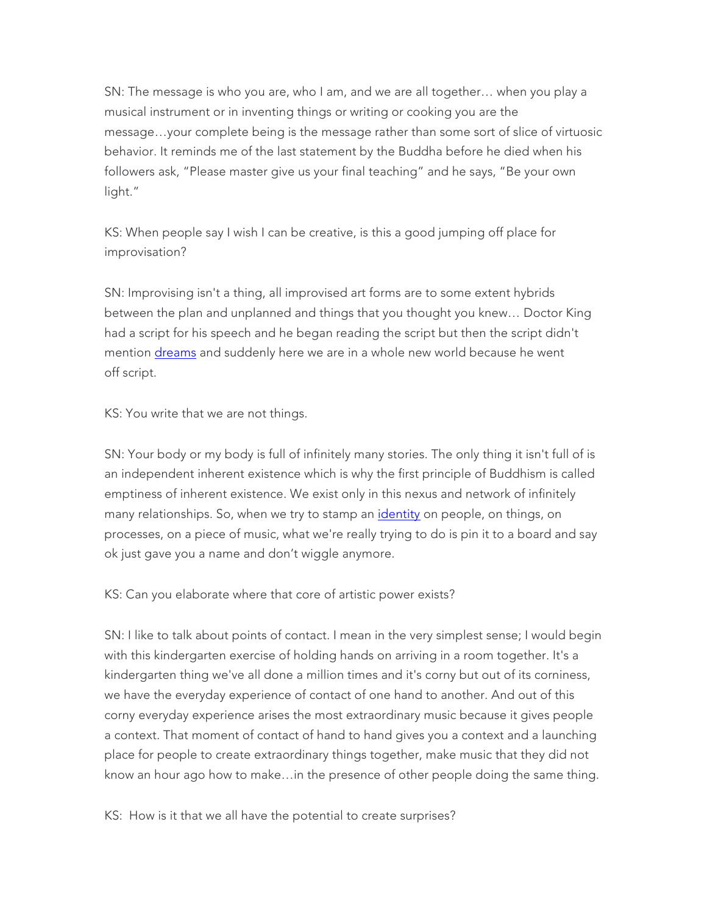SN: The message is who you are, who I am, and we are all together… when you play a musical instrument or in inventing things or writing or cooking you are the message…your complete being is the message rather than some sort of slice of virtuosic behavior. It reminds me of the last statement by the Buddha before he died when his followers ask, "Please master give us your final teaching" and he says, "Be your own light."

KS: When people say I wish I can be creative, is this a good jumping off place for improvisation?

SN: Improvising isn't a thing, all improvised art forms are to some extent hybrids between the plan and unplanned and things that you thought you knew… Doctor King had a script for his speech and he began reading the script but then the script didn't mention dreams and suddenly here we are in a whole new world because he went off script.

KS: You write that we are not things.

SN: Your body or my body is full of infinitely many stories. The only thing it isn't full of is an independent inherent existence which is why the first principle of Buddhism is called emptiness of inherent existence. We exist only in this nexus and network of infinitely many relationships. So, when we try to stamp an identity on people, on things, on processes, on a piece of music, what we're really trying to do is pin it to a board and say ok just gave you a name and don't wiggle anymore.

KS: Can you elaborate where that core of artistic power exists?

SN: I like to talk about points of contact. I mean in the very simplest sense; I would begin with this kindergarten exercise of holding hands on arriving in a room together. It's a kindergarten thing we've all done a million times and it's corny but out of its corniness, we have the everyday experience of contact of one hand to another. And out of this corny everyday experience arises the most extraordinary music because it gives people a context. That moment of contact of hand to hand gives you a context and a launching place for people to create extraordinary things together, make music that they did not know an hour ago how to make…in the presence of other people doing the same thing.

KS: How is it that we all have the potential to create surprises?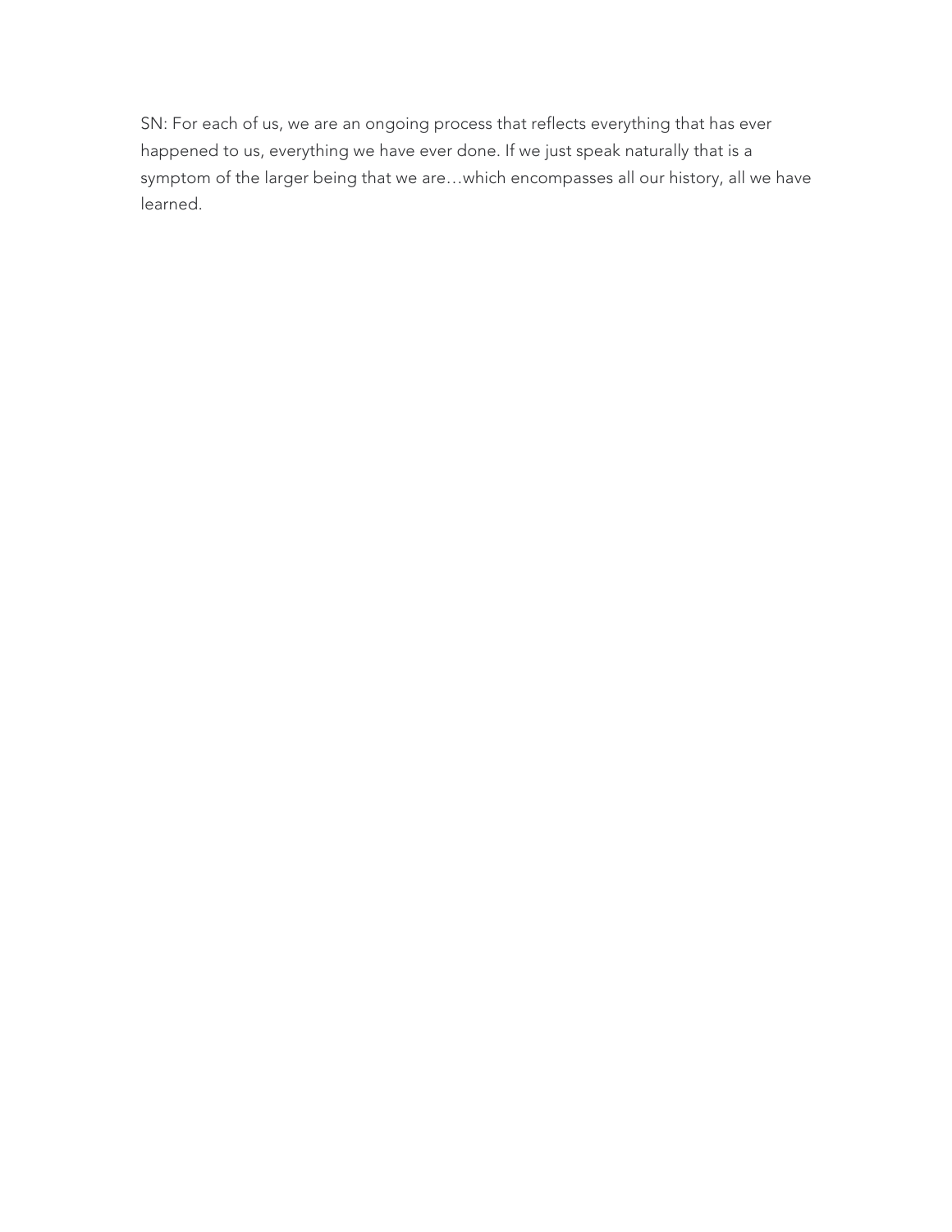SN: For each of us, we are an ongoing process that reflects everything that has ever happened to us, everything we have ever done. If we just speak naturally that is a symptom of the larger being that we are…which encompasses all our history, all we have learned.